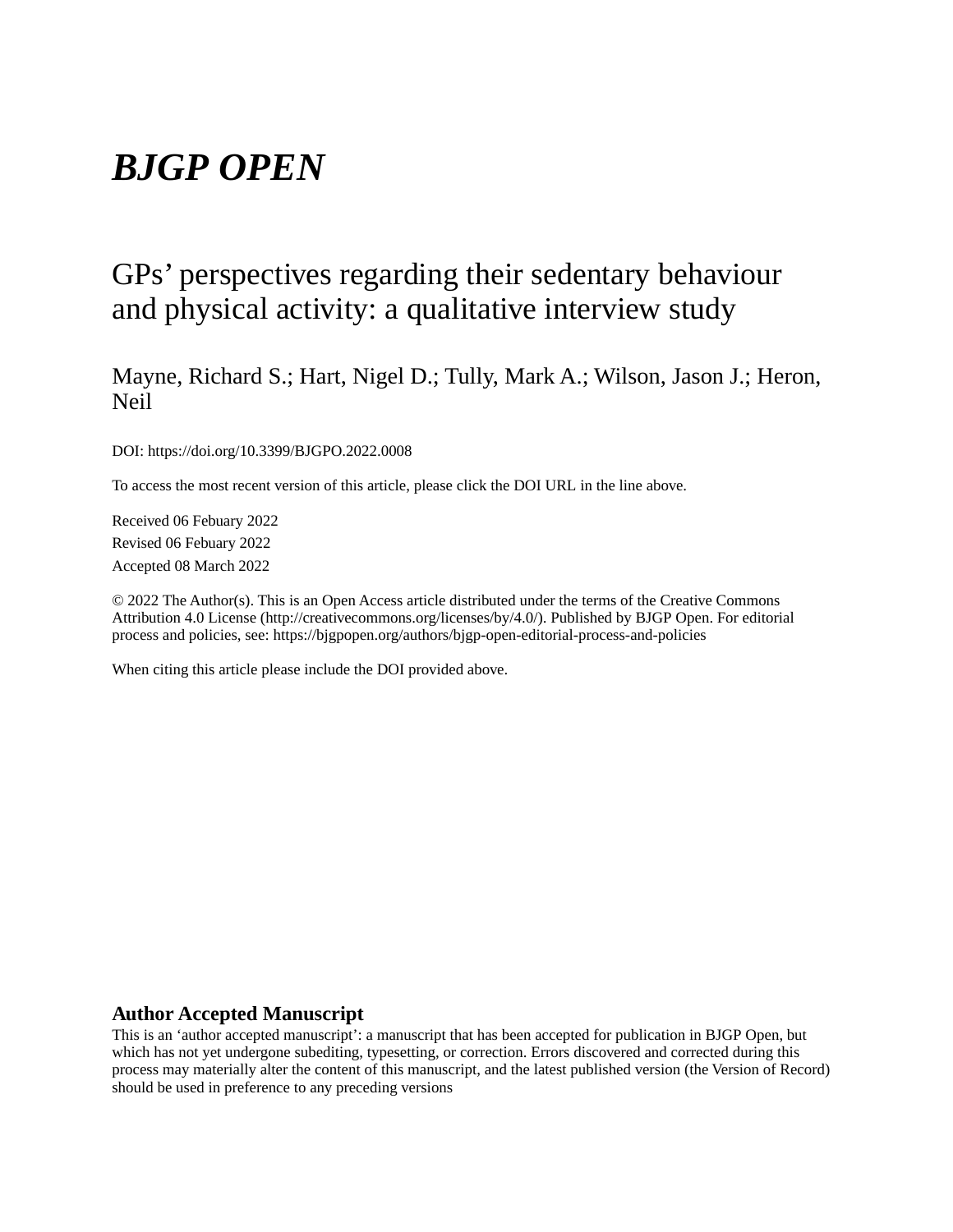# *BJGP OPEN*

## GPs' perspectives regarding their sedentary behaviour and physical activity: a qualitative interview study

Mayne, Richard S.; Hart, Nigel D.; Tully, Mark A.; Wilson, Jason J.; Heron, Neil

DOI: https://doi.org/10.3399/BJGPO.2022.0008

To access the most recent version of this article, please click the DOI URL in the line above.

Received 06 Febuary 2022

Revised 06 Febuary 2022

Accepted 08 March 2022

© 2022 The Author(s). This is an Open Access article distributed under the terms of the Creative Commons Attribution 4.0 License (http://creativecommons.org/licenses/by/4.0/). Published by BJGP Open. For editorial process and policies, see: https://bjgpopen.org/authors/bjgp-open-editorial-process-and-policies

When citing this article please include the DOI provided above.

### Author Accepted Manuscript

This is an 'author accepted manuscript': a manuscript that has been accepted for publication in BJGP Open, but which has not yet undergone subediting, typesetting, or correction. Errors discovered and corrected during this process may materially alter the content of this manuscript, and the latest published version (the Version of Record) should be used in preference to any preceding versions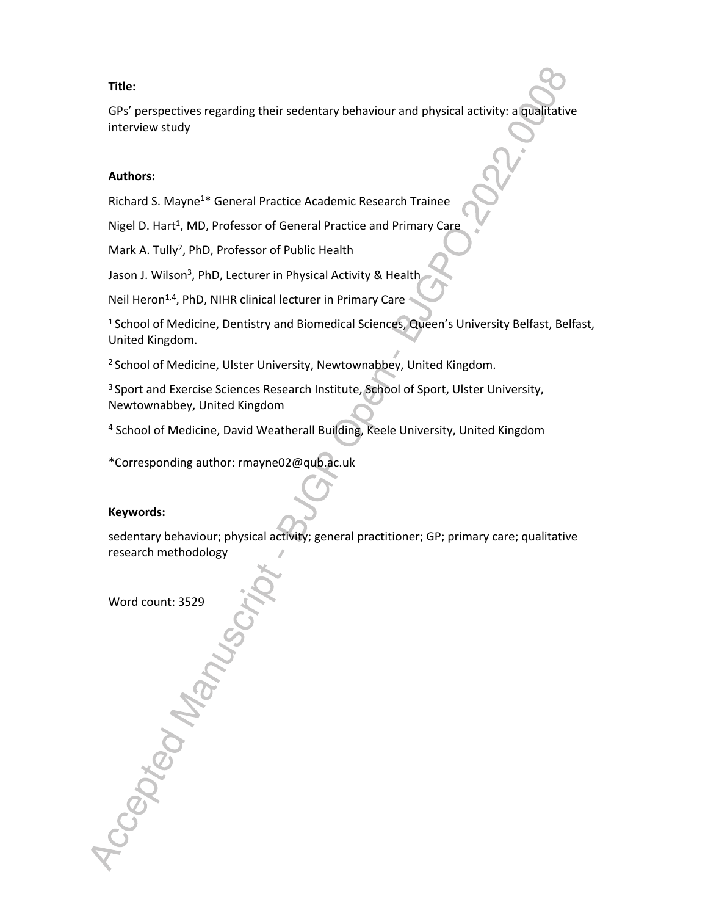**Title:**

GPs' perspectives regarding their sedentary behaviour and physical activity: a qualitative interview study

**Authors:**

Richard S. Mayne[1]* General Practice Academic Research Trainee

Nigel D. Hart[1], MD, Professor of General Practice and Primary Care

Mark A. Tully[2], PhD, Professor of Public Health

Jason J. Wilson[3], PhD, Lecturer in Physical Activity & Health

Neil Heron[1,4], PhD, NIHR clinical lecturer in Primary Care

[1] School of Medicine, Dentistry and Biomedical Sciences, Queen's University Belfast, Belfast, United Kingdom.

[2] School of Medicine, Ulster University, Newtownabbey, United Kingdom.

[3] Sport and Exercise Sciences Research Institute, School of Sport, Ulster University, Newtownabbey, United Kingdom

[4] School of Medicine, David Weatherall Building, Keele University, United Kingdom

*Corresponding author: rmayne02@qub.ac.uk

**Keywords:**

sedentary behaviour; physical activity; general practitioner; GP; primary care; qualitative research methodology

Word count: 3529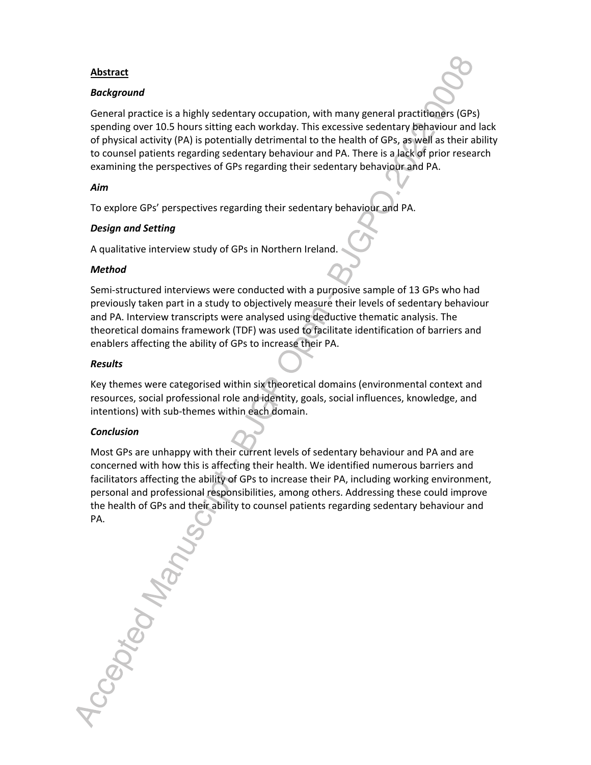## Abstract

### *Background*

General practice is a highly sedentary occupation, with many general practitioners (GPs) spending over 10.5 hours sitting each workday. This excessive sedentary behaviour and lack of physical activity (PA) is potentially detrimental to the health of GPs, as well as their ability to counsel patients regarding sedentary behaviour and PA. There is a lack of prior research examining the perspectives of GPs regarding their sedentary behaviour and PA.

### *Aim*

To explore GPs' perspectives regarding their sedentary behaviour and PA.

### *Design and Setting*

A qualitative interview study of GPs in Northern Ireland.

### *Method*

Semi-structured interviews were conducted with a purposive sample of 13 GPs who had previously taken part in a study to objectively measure their levels of sedentary behaviour and PA. Interview transcripts were analysed using deductive thematic analysis. The theoretical domains framework (TDF) was used to facilitate identification of barriers and enablers affecting the ability of GPs to increase their PA.

### *Results*

Key themes were categorised within six theoretical domains (environmental context and resources, social professional role and identity, goals, social influences, knowledge, and intentions) with sub-themes within each domain.

### *Conclusion*

Most GPs are unhappy with their current levels of sedentary behaviour and PA and are concerned with how this is affecting their health. We identified numerous barriers and facilitators affecting the ability of GPs to increase their PA, including working environment, personal and professional responsibilities, among others. Addressing these could improve the health of GPs and their ability to counsel patients regarding sedentary behaviour and PA.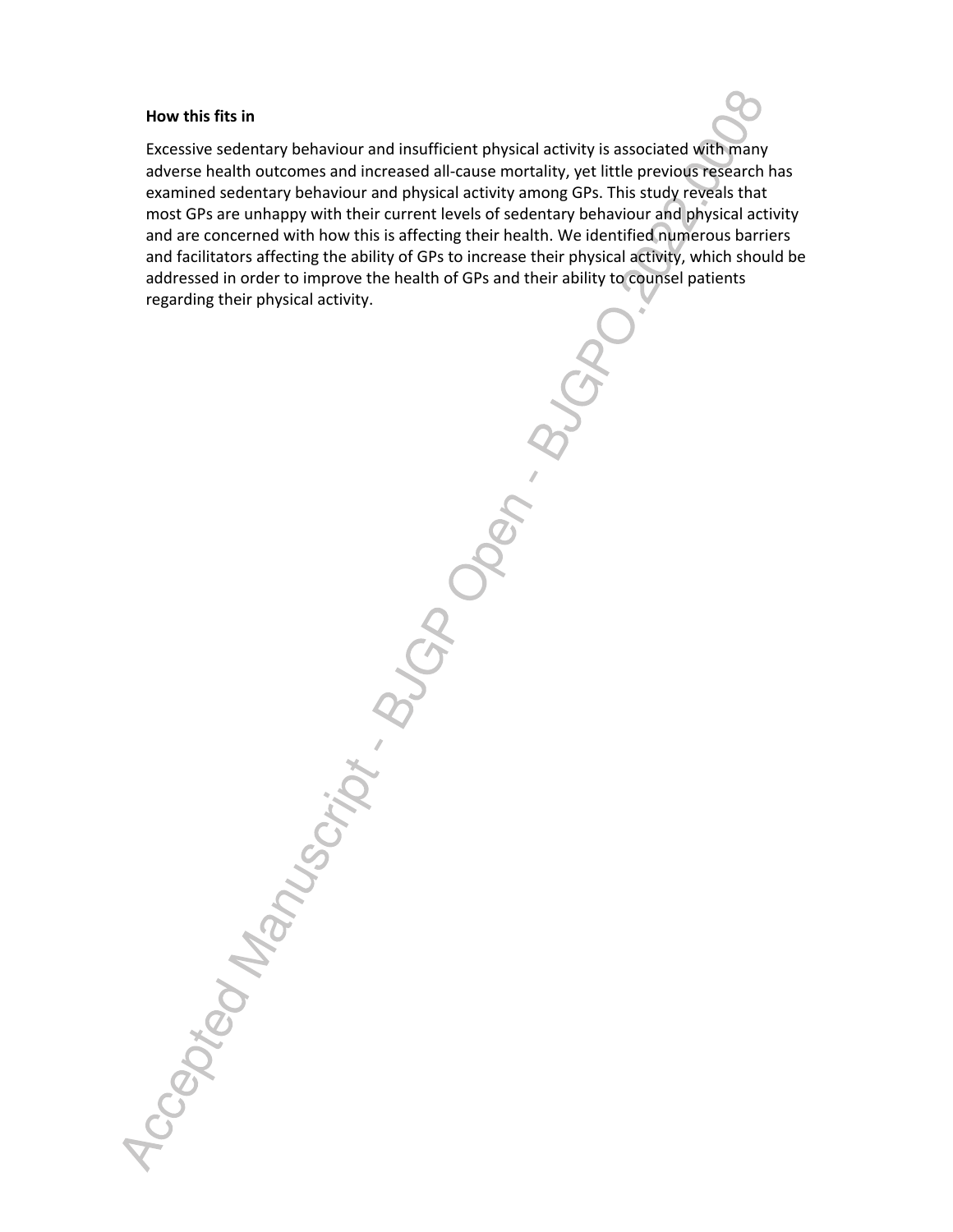**How this fits in**

Excessive sedentary behaviour and insufficient physical activity is associated with many adverse health outcomes and increased all-cause mortality, yet little previous research has examined sedentary behaviour and physical activity among GPs. This study reveals that most GPs are unhappy with their current levels of sedentary behaviour and physical activity and are concerned with how this is affecting their health. We identified numerous barriers and facilitators affecting the ability of GPs to increase their physical activity, which should be addressed in order to improve the health of GPs and their ability to counsel patients regarding their physical activity.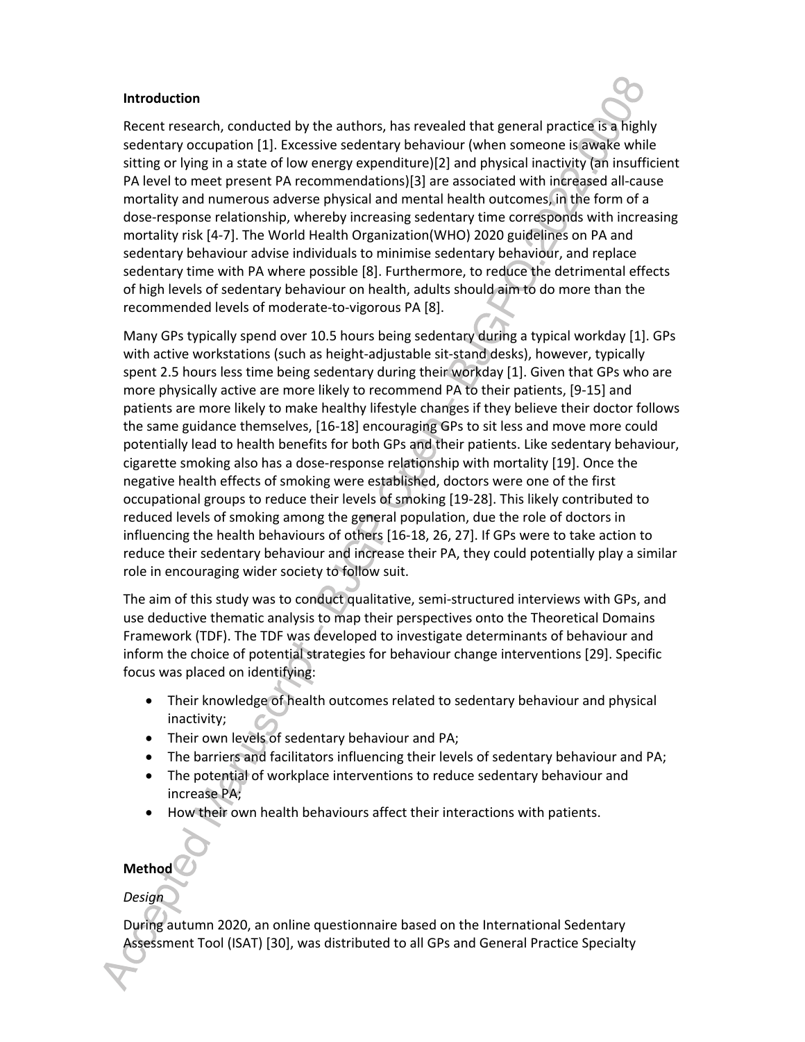**Introduction**

Recent research, conducted by the authors, has revealed that general practice is a highly sedentary occupation [1]. Excessive sedentary behaviour (when someone is awake while sitting or lying in a state of low energy expenditure)[2] and physical inactivity (an insufficient PA level to meet present PA recommendations)[3] are associated with increased all-cause mortality and numerous adverse physical and mental health outcomes, in the form of a dose-response relationship, whereby increasing sedentary time corresponds with increasing mortality risk [4-7]. The World Health Organization(WHO) 2020 guidelines on PA and sedentary behaviour advise individuals to minimise sedentary behaviour, and replace sedentary time with PA where possible [8]. Furthermore, to reduce the detrimental effects of high levels of sedentary behaviour on health, adults should aim to do more than the recommended levels of moderate-to-vigorous PA [8].

Many GPs typically spend over 10.5 hours being sedentary during a typical workday [1]. GPs with active workstations (such as height-adjustable sit-stand desks), however, typically spent 2.5 hours less time being sedentary during their workday [1]. Given that GPs who are more physically active are more likely to recommend PA to their patients, [9-15] and patients are more likely to make healthy lifestyle changes if they believe their doctor follows the same guidance themselves, [16-18] encouraging GPs to sit less and move more could potentially lead to health benefits for both GPs and their patients. Like sedentary behaviour, cigarette smoking also has a dose-response relationship with mortality [19]. Once the negative health effects of smoking were established, doctors were one of the first occupational groups to reduce their levels of smoking [19-28]. This likely contributed to reduced levels of smoking among the general population, due the role of doctors in influencing the health behaviours of others [16-18, 26, 27]. If GPs were to take action to reduce their sedentary behaviour and increase their PA, they could potentially play a similar role in encouraging wider society to follow suit.

The aim of this study was to conduct qualitative, semi-structured interviews with GPs, and use deductive thematic analysis to map their perspectives onto the Theoretical Domains Framework (TDF). The TDF was developed to investigate determinants of behaviour and inform the choice of potential strategies for behaviour change interventions [29]. Specific focus was placed on identifying:

- Their knowledge of health outcomes related to sedentary behaviour and physical inactivity;
- Their own levels of sedentary behaviour and PA;
- The barriers and facilitators influencing their levels of sedentary behaviour and PA;
- The potential of workplace interventions to reduce sedentary behaviour and increase PA;
- How their own health behaviours affect their interactions with patients.

**Method**

*Design*

During autumn 2020, an online questionnaire based on the International Sedentary Assessment Tool (ISAT) [30], was distributed to all GPs and General Practice Specialty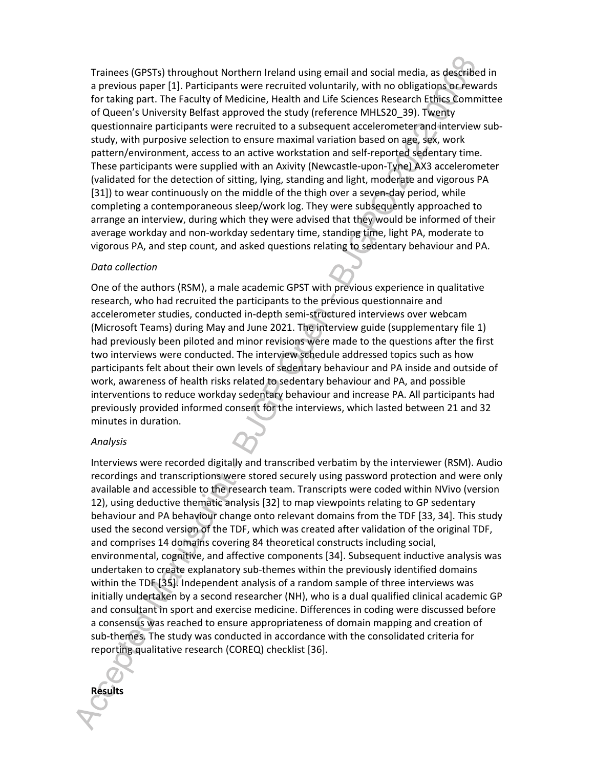Trainees (GPSTs) throughout Northern Ireland using email and social media, as described in a previous paper [1]. Participants were recruited voluntarily, with no obligations or rewards for taking part. The Faculty of Medicine, Health and Life Sciences Research Ethics Committee of Queen's University Belfast approved the study (reference MHLS20_39). Twenty questionnaire participants were recruited to a subsequent accelerometer and interview sub-study, with purposive selection to ensure maximal variation based on age, sex, work pattern/environment, access to an active workstation and self-reported sedentary time. These participants were supplied with an Axivity (Newcastle-upon-Tyne) AX3 accelerometer (validated for the detection of sitting, lying, standing and light, moderate and vigorous PA [31]) to wear continuously on the middle of the thigh over a seven-day period, while completing a contemporaneous sleep/work log. They were subsequently approached to arrange an interview, during which they were advised that they would be informed of their average workday and non-workday sedentary time, standing time, light PA, moderate to vigorous PA, and step count, and asked questions relating to sedentary behaviour and PA.

*Data collection*

One of the authors (RSM), a male academic GPST with previous experience in qualitative research, who had recruited the participants to the previous questionnaire and accelerometer studies, conducted in-depth semi-structured interviews over webcam (Microsoft Teams) during May and June 2021. The interview guide (supplementary file 1) had previously been piloted and minor revisions were made to the questions after the first two interviews were conducted. The interview schedule addressed topics such as how participants felt about their own levels of sedentary behaviour and PA inside and outside of work, awareness of health risks related to sedentary behaviour and PA, and possible interventions to reduce workday sedentary behaviour and increase PA. All participants had previously provided informed consent for the interviews, which lasted between 21 and 32 minutes in duration.

*Analysis*

Interviews were recorded digitally and transcribed verbatim by the interviewer (RSM). Audio recordings and transcriptions were stored securely using password protection and were only available and accessible to the research team. Transcripts were coded within NVivo (version 12), using deductive thematic analysis [32] to map viewpoints relating to GP sedentary behaviour and PA behaviour change onto relevant domains from the TDF [33, 34]. This study used the second version of the TDF, which was created after validation of the original TDF, and comprises 14 domains covering 84 theoretical constructs including social, environmental, cognitive, and affective components [34]. Subsequent inductive analysis was undertaken to create explanatory sub-themes within the previously identified domains within the TDF [35]. Independent analysis of a random sample of three interviews was initially undertaken by a second researcher (NH), who is a dual qualified clinical academic GP and consultant in sport and exercise medicine. Differences in coding were discussed before a consensus was reached to ensure appropriateness of domain mapping and creation of sub-themes. The study was conducted in accordance with the consolidated criteria for reporting qualitative research (COREQ) checklist [36].

**Results**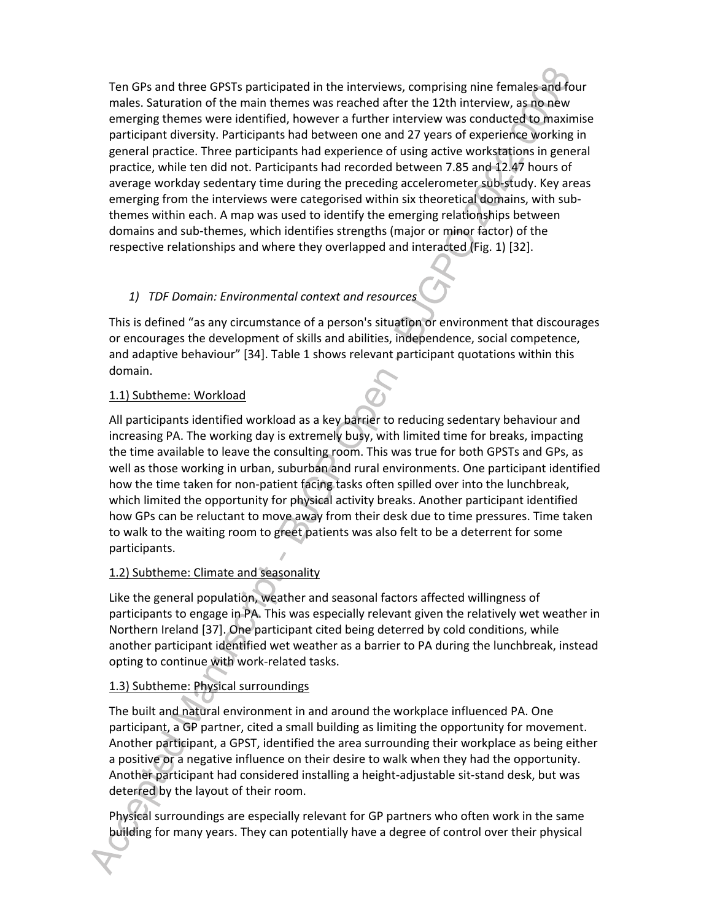Ten GPs and three GPSTs participated in the interviews, comprising nine females and four males. Saturation of the main themes was reached after the 12th interview, as no new emerging themes were identified, however a further interview was conducted to maximise participant diversity. Participants had between one and 27 years of experience working in general practice. Three participants had experience of using active workstations in general practice, while ten did not. Participants had recorded between 7.85 and 12.47 hours of average workday sedentary time during the preceding accelerometer sub-study. Key areas emerging from the interviews were categorised within six theoretical domains, with sub-themes within each. A map was used to identify the emerging relationships between domains and sub-themes, which identifies strengths (major or minor factor) of the respective relationships and where they overlapped and interacted (Fig. 1) [32].

### 1) *TDF Domain: Environmental context and resources*

This is defined "as any circumstance of a person's situation or environment that discourages or encourages the development of skills and abilities, independence, social competence, and adaptive behaviour" [34]. Table 1 shows relevant participant quotations within this domain.

#### 1.1) Subtheme: Workload

All participants identified workload as a key barrier to reducing sedentary behaviour and increasing PA. The working day is extremely busy, with limited time for breaks, impacting the time available to leave the consulting room. This was true for both GPSTs and GPs, as well as those working in urban, suburban and rural environments. One participant identified how the time taken for non-patient facing tasks often spilled over into the lunchbreak, which limited the opportunity for physical activity breaks. Another participant identified how GPs can be reluctant to move away from their desk due to time pressures. Time taken to walk to the waiting room to greet patients was also felt to be a deterrent for some participants.

#### 1.2) Subtheme: Climate and seasonality

Like the general population, weather and seasonal factors affected willingness of participants to engage in PA. This was especially relevant given the relatively wet weather in Northern Ireland [37]. One participant cited being deterred by cold conditions, while another participant identified wet weather as a barrier to PA during the lunchbreak, instead opting to continue with work-related tasks.

#### 1.3) Subtheme: Physical surroundings

The built and natural environment in and around the workplace influenced PA. One participant, a GP partner, cited a small building as limiting the opportunity for movement. Another participant, a GPST, identified the area surrounding their workplace as being either a positive or a negative influence on their desire to walk when they had the opportunity. Another participant had considered installing a height-adjustable sit-stand desk, but was deterred by the layout of their room.

Physical surroundings are especially relevant for GP partners who often work in the same building for many years. They can potentially have a degree of control over their physical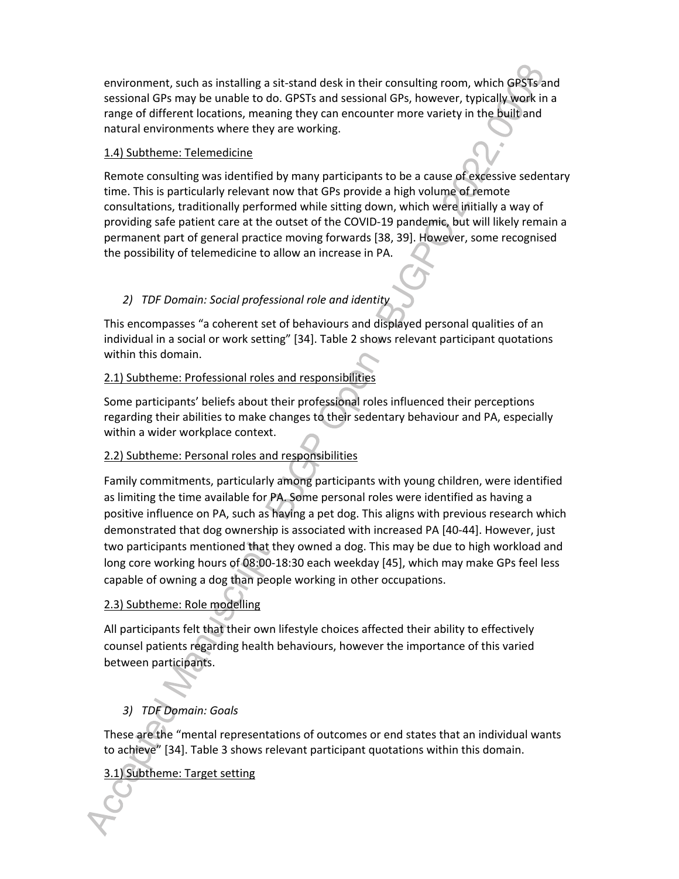environment, such as installing a sit-stand desk in their consulting room, which GPSTs and sessional GPs may be unable to do. GPSTs and sessional GPs, however, typically work in a range of different locations, meaning they can encounter more variety in the built and natural environments where they are working.

1.4) Subtheme: Telemedicine

Remote consulting was identified by many participants to be a cause of excessive sedentary time. This is particularly relevant now that GPs provide a high volume of remote consultations, traditionally performed while sitting down, which were initially a way of providing safe patient care at the outset of the COVID-19 pandemic, but will likely remain a permanent part of general practice moving forwards [38, 39]. However, some recognised the possibility of telemedicine to allow an increase in PA.

*2) TDF Domain: Social professional role and identity*

This encompasses "a coherent set of behaviours and displayed personal qualities of an individual in a social or work setting" [34]. Table 2 shows relevant participant quotations within this domain.

2.1) Subtheme: Professional roles and responsibilities

Some participants' beliefs about their professional roles influenced their perceptions regarding their abilities to make changes to their sedentary behaviour and PA, especially within a wider workplace context.

2.2) Subtheme: Personal roles and responsibilities

Family commitments, particularly among participants with young children, were identified as limiting the time available for PA. Some personal roles were identified as having a positive influence on PA, such as having a pet dog. This aligns with previous research which demonstrated that dog ownership is associated with increased PA [40-44]. However, just two participants mentioned that they owned a dog. This may be due to high workload and long core working hours of 08:00-18:30 each weekday [45], which may make GPs feel less capable of owning a dog than people working in other occupations.

2.3) Subtheme: Role modelling

All participants felt that their own lifestyle choices affected their ability to effectively counsel patients regarding health behaviours, however the importance of this varied between participants.

*3) TDF Domain: Goals*

These are the "mental representations of outcomes or end states that an individual wants to achieve" [34]. Table 3 shows relevant participant quotations within this domain.

3.1) Subtheme: Target setting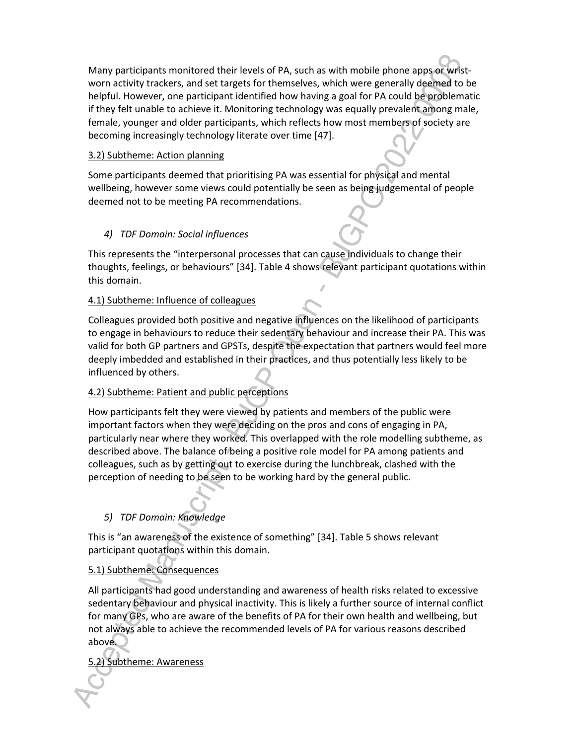Many participants monitored their levels of PA, such as with mobile phone apps or wrist-worn activity trackers, and set targets for themselves, which were generally deemed to be helpful. However, one participant identified how having a goal for PA could be problematic if they felt unable to achieve it. Monitoring technology was equally prevalent among male, female, younger and older participants, which reflects how most members of society are becoming increasingly technology literate over time [47].

3.2) Subtheme: Action planning

Some participants deemed that prioritising PA was essential for physical and mental wellbeing, however some views could potentially be seen as being judgemental of people deemed not to be meeting PA recommendations.

### 4) TDF Domain: Social influences

This represents the "interpersonal processes that can cause individuals to change their thoughts, feelings, or behaviours" [34]. Table 4 shows relevant participant quotations within this domain.

4.1) Subtheme: Influence of colleagues

Colleagues provided both positive and negative influences on the likelihood of participants to engage in behaviours to reduce their sedentary behaviour and increase their PA. This was valid for both GP partners and GPSTs, despite the expectation that partners would feel more deeply imbedded and established in their practices, and thus potentially less likely to be influenced by others.

4.2) Subtheme: Patient and public perceptions

How participants felt they were viewed by patients and members of the public were important factors when they were deciding on the pros and cons of engaging in PA, particularly near where they worked. This overlapped with the role modelling subtheme, as described above. The balance of being a positive role model for PA among patients and colleagues, such as by getting out to exercise during the lunchbreak, clashed with the perception of needing to be seen to be working hard by the general public.

### 5) TDF Domain: Knowledge

This is "an awareness of the existence of something" [34]. Table 5 shows relevant participant quotations within this domain.

5.1) Subtheme: Consequences

All participants had good understanding and awareness of health risks related to excessive sedentary behaviour and physical inactivity. This is likely a further source of internal conflict for many GPs, who are aware of the benefits of PA for their own health and wellbeing, but not always able to achieve the recommended levels of PA for various reasons described above.

5.2) Subtheme: Awareness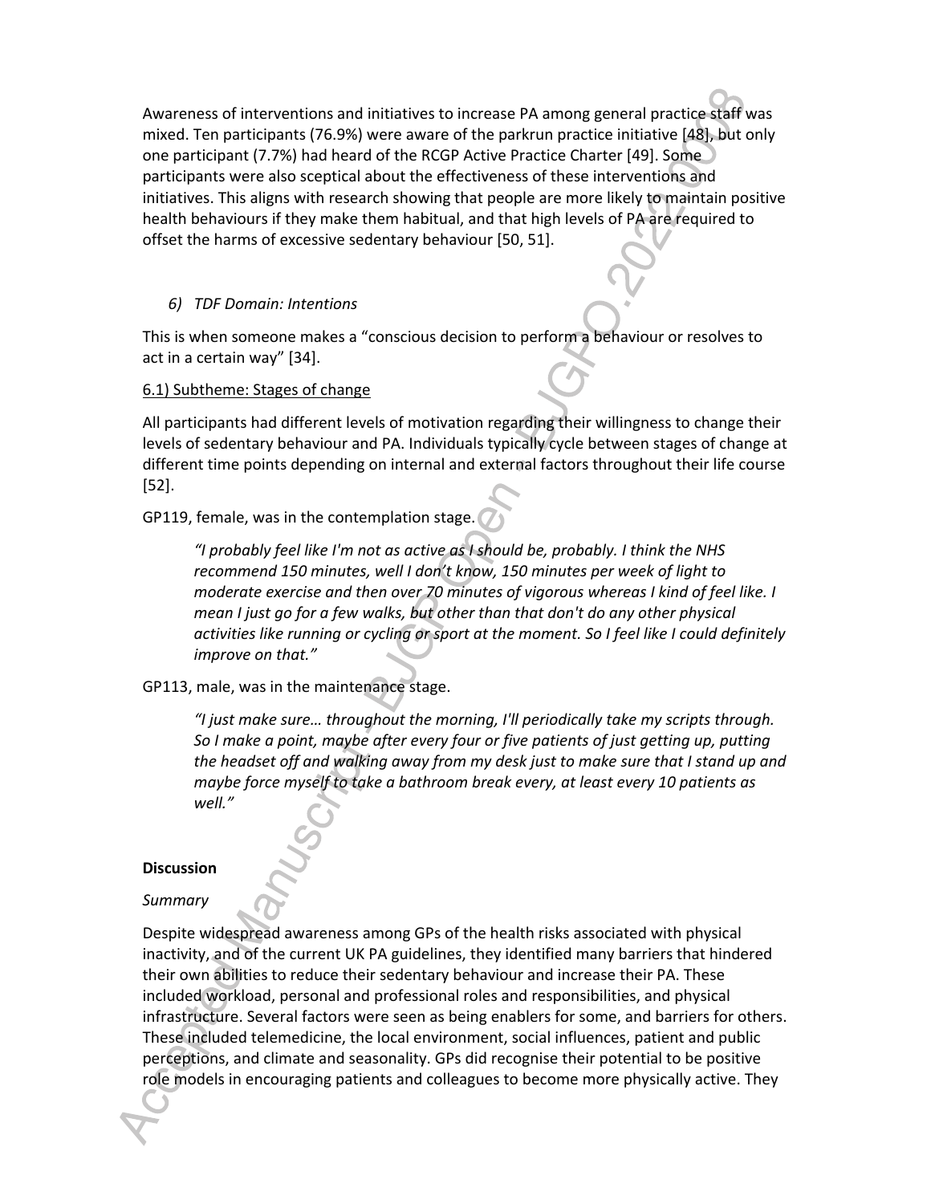Awareness of interventions and initiatives to increase PA among general practice staff was mixed. Ten participants (76.9%) were aware of the parkrun practice initiative [48], but only one participant (7.7%) had heard of the RCGP Active Practice Charter [49]. Some participants were also sceptical about the effectiveness of these interventions and initiatives. This aligns with research showing that people are more likely to maintain positive health behaviours if they make them habitual, and that high levels of PA are required to offset the harms of excessive sedentary behaviour [50, 51].

### *6) TDF Domain: Intentions*

This is when someone makes a "conscious decision to perform a behaviour or resolves to act in a certain way" [34].

<u>6.1) Subtheme: Stages of change</u>

All participants had different levels of motivation regarding their willingness to change their levels of sedentary behaviour and PA. Individuals typically cycle between stages of change at different time points depending on internal and external factors throughout their life course [52].

GP119, female, was in the contemplation stage.

> *"I probably feel like I'm not as active as I should be, probably. I think the NHS recommend 150 minutes, well I don't know, 150 minutes per week of light to moderate exercise and then over 70 minutes of vigorous whereas I kind of feel like. I mean I just go for a few walks, but other than that don't do any other physical activities like running or cycling or sport at the moment. So I feel like I could definitely improve on that."*

GP113, male, was in the maintenance stage.

> *"I just make sure… throughout the morning, I'll periodically take my scripts through. So I make a point, maybe after every four or five patients of just getting up, putting the headset off and walking away from my desk just to make sure that I stand up and maybe force myself to take a bathroom break every, at least every 10 patients as well."*

## Discussion

### *Summary*

Despite widespread awareness among GPs of the health risks associated with physical inactivity, and of the current UK PA guidelines, they identified many barriers that hindered their own abilities to reduce their sedentary behaviour and increase their PA. These included workload, personal and professional roles and responsibilities, and physical infrastructure. Several factors were seen as being enablers for some, and barriers for others. These included telemedicine, the local environment, social influences, patient and public perceptions, and climate and seasonality. GPs did recognise their potential to be positive role models in encouraging patients and colleagues to become more physically active. They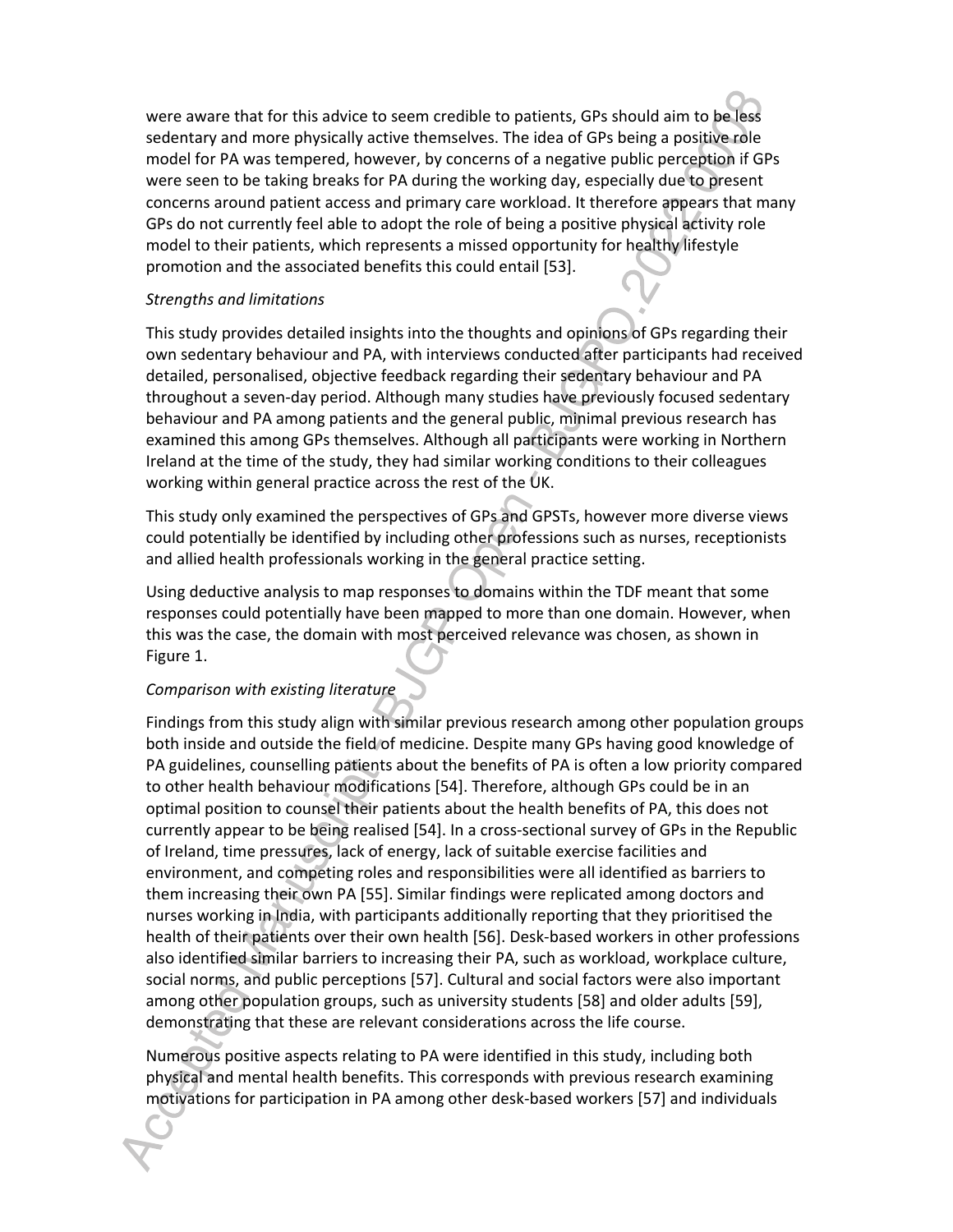were aware that for this advice to seem credible to patients, GPs should aim to be less sedentary and more physically active themselves. The idea of GPs being a positive role model for PA was tempered, however, by concerns of a negative public perception if GPs were seen to be taking breaks for PA during the working day, especially due to present concerns around patient access and primary care workload. It therefore appears that many GPs do not currently feel able to adopt the role of being a positive physical activity role model to their patients, which represents a missed opportunity for healthy lifestyle promotion and the associated benefits this could entail [53].

*Strengths and limitations*

This study provides detailed insights into the thoughts and opinions of GPs regarding their own sedentary behaviour and PA, with interviews conducted after participants had received detailed, personalised, objective feedback regarding their sedentary behaviour and PA throughout a seven-day period. Although many studies have previously focused sedentary behaviour and PA among patients and the general public, minimal previous research has examined this among GPs themselves. Although all participants were working in Northern Ireland at the time of the study, they had similar working conditions to their colleagues working within general practice across the rest of the UK.

This study only examined the perspectives of GPs and GPSTs, however more diverse views could potentially be identified by including other professions such as nurses, receptionists and allied health professionals working in the general practice setting.

Using deductive analysis to map responses to domains within the TDF meant that some responses could potentially have been mapped to more than one domain. However, when this was the case, the domain with most perceived relevance was chosen, as shown in Figure 1.

*Comparison with existing literature*

Findings from this study align with similar previous research among other population groups both inside and outside the field of medicine. Despite many GPs having good knowledge of PA guidelines, counselling patients about the benefits of PA is often a low priority compared to other health behaviour modifications [54]. Therefore, although GPs could be in an optimal position to counsel their patients about the health benefits of PA, this does not currently appear to be being realised [54]. In a cross-sectional survey of GPs in the Republic of Ireland, time pressures, lack of energy, lack of suitable exercise facilities and environment, and competing roles and responsibilities were all identified as barriers to them increasing their own PA [55]. Similar findings were replicated among doctors and nurses working in India, with participants additionally reporting that they prioritised the health of their patients over their own health [56]. Desk-based workers in other professions also identified similar barriers to increasing their PA, such as workload, workplace culture, social norms, and public perceptions [57]. Cultural and social factors were also important among other population groups, such as university students [58] and older adults [59], demonstrating that these are relevant considerations across the life course.

Numerous positive aspects relating to PA were identified in this study, including both physical and mental health benefits. This corresponds with previous research examining motivations for participation in PA among other desk-based workers [57] and individuals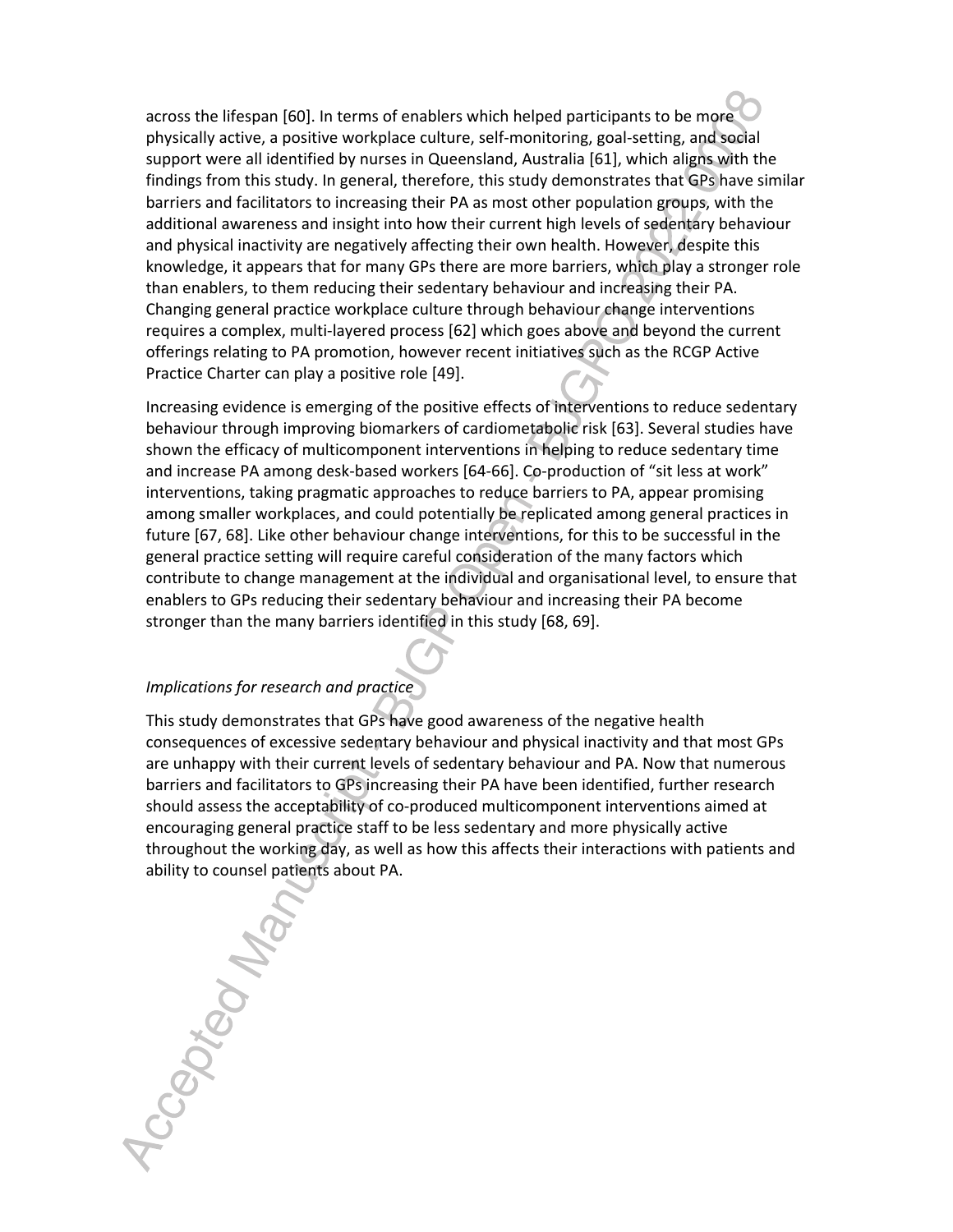across the lifespan [60]. In terms of enablers which helped participants to be more physically active, a positive workplace culture, self-monitoring, goal-setting, and social support were all identified by nurses in Queensland, Australia [61], which aligns with the findings from this study. In general, therefore, this study demonstrates that GPs have similar barriers and facilitators to increasing their PA as most other population groups, with the additional awareness and insight into how their current high levels of sedentary behaviour and physical inactivity are negatively affecting their own health. However, despite this knowledge, it appears that for many GPs there are more barriers, which play a stronger role than enablers, to them reducing their sedentary behaviour and increasing their PA. Changing general practice workplace culture through behaviour change interventions requires a complex, multi-layered process [62] which goes above and beyond the current offerings relating to PA promotion, however recent initiatives such as the RCGP Active Practice Charter can play a positive role [49].

Increasing evidence is emerging of the positive effects of interventions to reduce sedentary behaviour through improving biomarkers of cardiometabolic risk [63]. Several studies have shown the efficacy of multicomponent interventions in helping to reduce sedentary time and increase PA among desk-based workers [64-66]. Co-production of "sit less at work" interventions, taking pragmatic approaches to reduce barriers to PA, appear promising among smaller workplaces, and could potentially be replicated among general practices in future [67, 68]. Like other behaviour change interventions, for this to be successful in the general practice setting will require careful consideration of the many factors which contribute to change management at the individual and organisational level, to ensure that enablers to GPs reducing their sedentary behaviour and increasing their PA become stronger than the many barriers identified in this study [68, 69].

*Implications for research and practice*

This study demonstrates that GPs have good awareness of the negative health consequences of excessive sedentary behaviour and physical inactivity and that most GPs are unhappy with their current levels of sedentary behaviour and PA. Now that numerous barriers and facilitators to GPs increasing their PA have been identified, further research should assess the acceptability of co-produced multicomponent interventions aimed at encouraging general practice staff to be less sedentary and more physically active throughout the working day, as well as how this affects their interactions with patients and ability to counsel patients about PA.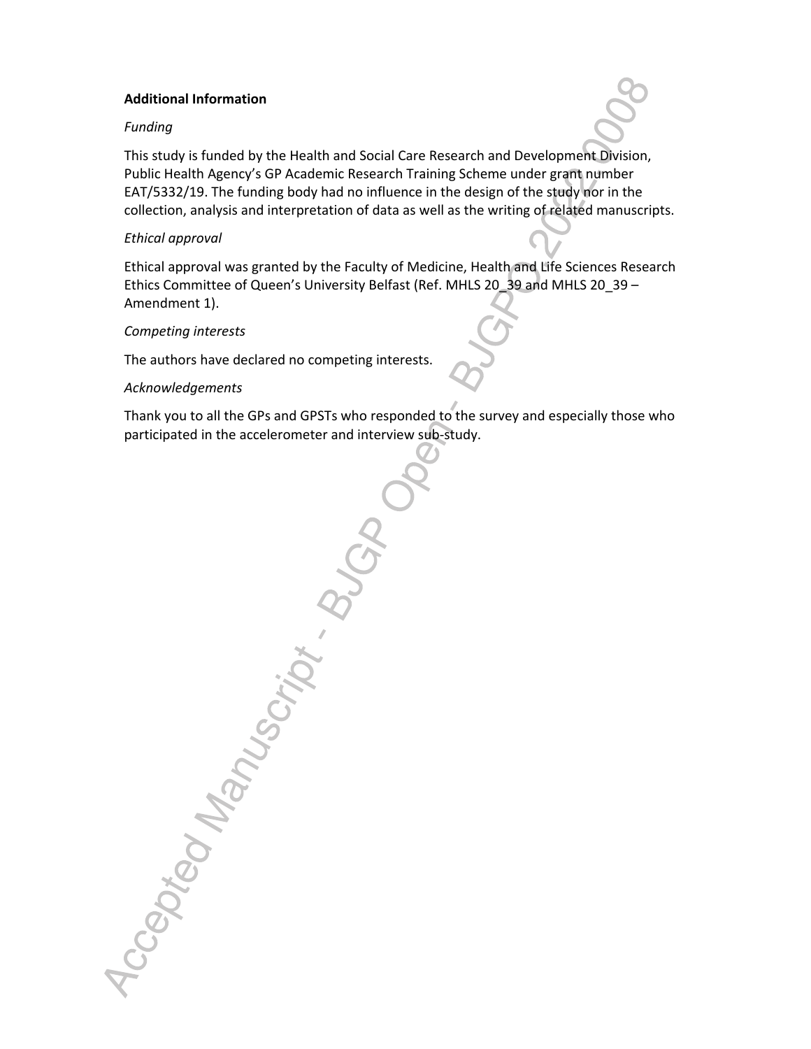**Additional Information**

*Funding*

This study is funded by the Health and Social Care Research and Development Division, Public Health Agency's GP Academic Research Training Scheme under grant number EAT/5332/19. The funding body had no influence in the design of the study nor in the collection, analysis and interpretation of data as well as the writing of related manuscripts.

*Ethical approval*

Ethical approval was granted by the Faculty of Medicine, Health and Life Sciences Research Ethics Committee of Queen's University Belfast (Ref. MHLS 20_39 and MHLS 20_39 – Amendment 1).

*Competing interests*

The authors have declared no competing interests.

*Acknowledgements*

Thank you to all the GPs and GPSTs who responded to the survey and especially those who participated in the accelerometer and interview sub-study.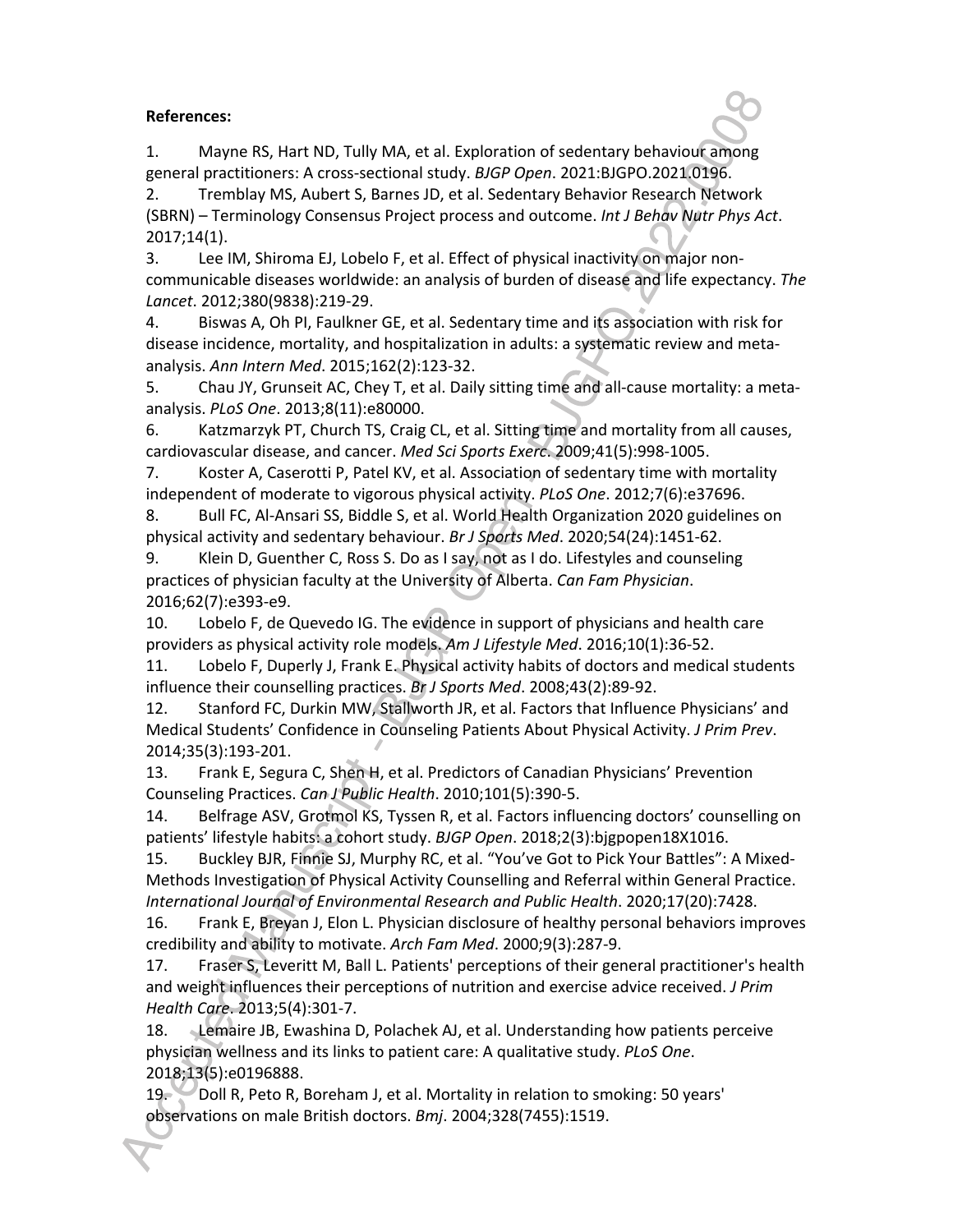**References:**

1. Mayne RS, Hart ND, Tully MA, et al. Exploration of sedentary behaviour among general practitioners: A cross-sectional study. *BJGP Open*. 2021:BJGPO.2021.0196.
2. Tremblay MS, Aubert S, Barnes JD, et al. Sedentary Behavior Research Network (SBRN) – Terminology Consensus Project process and outcome. *Int J Behav Nutr Phys Act*. 2017;14(1).
3. Lee IM, Shiroma EJ, Lobelo F, et al. Effect of physical inactivity on major non-communicable diseases worldwide: an analysis of burden of disease and life expectancy. *The Lancet*. 2012;380(9838):219-29.
4. Biswas A, Oh PI, Faulkner GE, et al. Sedentary time and its association with risk for disease incidence, mortality, and hospitalization in adults: a systematic review and meta-analysis. *Ann Intern Med*. 2015;162(2):123-32.
5. Chau JY, Grunseit AC, Chey T, et al. Daily sitting time and all-cause mortality: a meta-analysis. *PLoS One*. 2013;8(11):e80000.
6. Katzmarzyk PT, Church TS, Craig CL, et al. Sitting time and mortality from all causes, cardiovascular disease, and cancer. *Med Sci Sports Exerc*. 2009;41(5):998-1005.
7. Koster A, Caserotti P, Patel KV, et al. Association of sedentary time with mortality independent of moderate to vigorous physical activity. *PLoS One*. 2012;7(6):e37696.
8. Bull FC, Al-Ansari SS, Biddle S, et al. World Health Organization 2020 guidelines on physical activity and sedentary behaviour. *Br J Sports Med*. 2020;54(24):1451-62.
9. Klein D, Guenther C, Ross S. Do as I say, not as I do. Lifestyles and counseling practices of physician faculty at the University of Alberta. *Can Fam Physician*. 2016;62(7):e393-e9.
10. Lobelo F, de Quevedo IG. The evidence in support of physicians and health care providers as physical activity role models. *Am J Lifestyle Med*. 2016;10(1):36-52.
11. Lobelo F, Duperly J, Frank E. Physical activity habits of doctors and medical students influence their counselling practices. *Br J Sports Med*. 2008;43(2):89-92.
12. Stanford FC, Durkin MW, Stallworth JR, et al. Factors that Influence Physicians' and Medical Students' Confidence in Counseling Patients About Physical Activity. *J Prim Prev*. 2014;35(3):193-201.
13. Frank E, Segura C, Shen H, et al. Predictors of Canadian Physicians' Prevention Counseling Practices. *Can J Public Health*. 2010;101(5):390-5.
14. Belfrage ASV, Grotmol KS, Tyssen R, et al. Factors influencing doctors' counselling on patients' lifestyle habits: a cohort study. *BJGP Open*. 2018;2(3):bjgpopen18X1016.
15. Buckley BJR, Finnie SJ, Murphy RC, et al. "You've Got to Pick Your Battles": A Mixed-Methods Investigation of Physical Activity Counselling and Referral within General Practice. *International Journal of Environmental Research and Public Health*. 2020;17(20):7428.
16. Frank E, Breyan J, Elon L. Physician disclosure of healthy personal behaviors improves credibility and ability to motivate. *Arch Fam Med*. 2000;9(3):287-9.
17. Fraser S, Leveritt M, Ball L. Patients' perceptions of their general practitioner's health and weight influences their perceptions of nutrition and exercise advice received. *J Prim Health Care*. 2013;5(4):301-7.
18. Lemaire JB, Ewashina D, Polachek AJ, et al. Understanding how patients perceive physician wellness and its links to patient care: A qualitative study. *PLoS One*. 2018;13(5):e0196888.
19. Doll R, Peto R, Boreham J, et al. Mortality in relation to smoking: 50 years' observations on male British doctors. *Bmj*. 2004;328(7455):1519.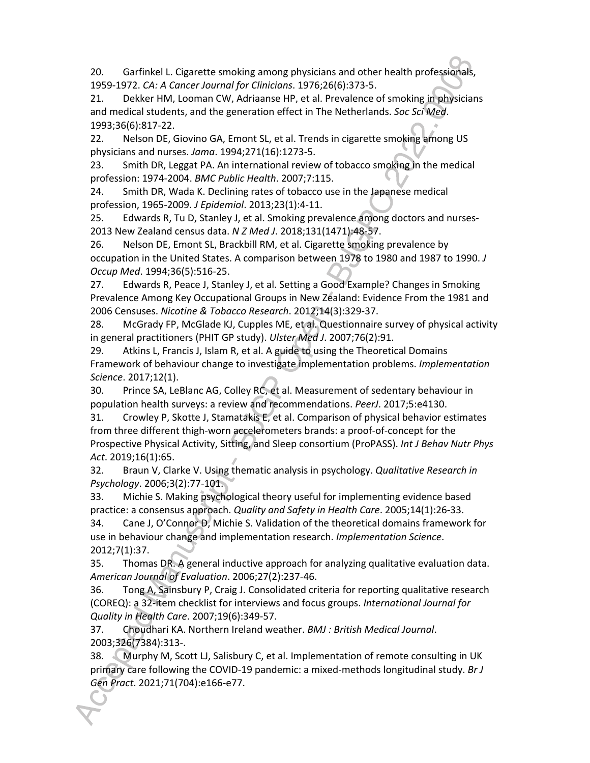20. Garfinkel L. Cigarette smoking among physicians and other health professionals, 1959-1972. *CA: A Cancer Journal for Clinicians*. 1976;26(6):373-5.

21. Dekker HM, Looman CW, Adriaanse HP, et al. Prevalence of smoking in physicians and medical students, and the generation effect in The Netherlands. *Soc Sci Med*. 1993;36(6):817-22.

22. Nelson DE, Giovino GA, Emont SL, et al. Trends in cigarette smoking among US physicians and nurses. *Jama*. 1994;271(16):1273-5.

23. Smith DR, Leggat PA. An international review of tobacco smoking in the medical profession: 1974-2004. *BMC Public Health*. 2007;7:115.

24. Smith DR, Wada K. Declining rates of tobacco use in the Japanese medical profession, 1965-2009. *J Epidemiol*. 2013;23(1):4-11.

25. Edwards R, Tu D, Stanley J, et al. Smoking prevalence among doctors and nurses-2013 New Zealand census data. *N Z Med J*. 2018;131(1471):48-57.

26. Nelson DE, Emont SL, Brackbill RM, et al. Cigarette smoking prevalence by occupation in the United States. A comparison between 1978 to 1980 and 1987 to 1990. *J Occup Med*. 1994;36(5):516-25.

27. Edwards R, Peace J, Stanley J, et al. Setting a Good Example? Changes in Smoking Prevalence Among Key Occupational Groups in New Zealand: Evidence From the 1981 and 2006 Censuses. *Nicotine & Tobacco Research*. 2012;14(3):329-37.

28. McGrady FP, McGlade KJ, Cupples ME, et al. Questionnaire survey of physical activity in general practitioners (PHIT GP study). *Ulster Med J*. 2007;76(2):91.

29. Atkins L, Francis J, Islam R, et al. A guide to using the Theoretical Domains Framework of behaviour change to investigate implementation problems. *Implementation Science*. 2017;12(1).

30. Prince SA, LeBlanc AG, Colley RC, et al. Measurement of sedentary behaviour in population health surveys: a review and recommendations. *PeerJ*. 2017;5:e4130.

31. Crowley P, Skotte J, Stamatakis E, et al. Comparison of physical behavior estimates from three different thigh-worn accelerometers brands: a proof-of-concept for the Prospective Physical Activity, Sitting, and Sleep consortium (ProPASS). *Int J Behav Nutr Phys Act*. 2019;16(1):65.

32. Braun V, Clarke V. Using thematic analysis in psychology. *Qualitative Research in Psychology*. 2006;3(2):77-101.

33. Michie S. Making psychological theory useful for implementing evidence based practice: a consensus approach. *Quality and Safety in Health Care*. 2005;14(1):26-33.

34. Cane J, O'Connor D, Michie S. Validation of the theoretical domains framework for use in behaviour change and implementation research. *Implementation Science*. 2012;7(1):37.

35. Thomas DR. A general inductive approach for analyzing qualitative evaluation data. *American Journal of Evaluation*. 2006;27(2):237-46.

36. Tong A, Sainsbury P, Craig J. Consolidated criteria for reporting qualitative research (COREQ): a 32-item checklist for interviews and focus groups. *International Journal for Quality in Health Care*. 2007;19(6):349-57.

37. Choudhari KA. Northern Ireland weather. *BMJ : British Medical Journal*. 2003;326(7384):313-.

38. Murphy M, Scott LJ, Salisbury C, et al. Implementation of remote consulting in UK primary care following the COVID-19 pandemic: a mixed-methods longitudinal study. *Br J Gen Pract*. 2021;71(704):e166-e77.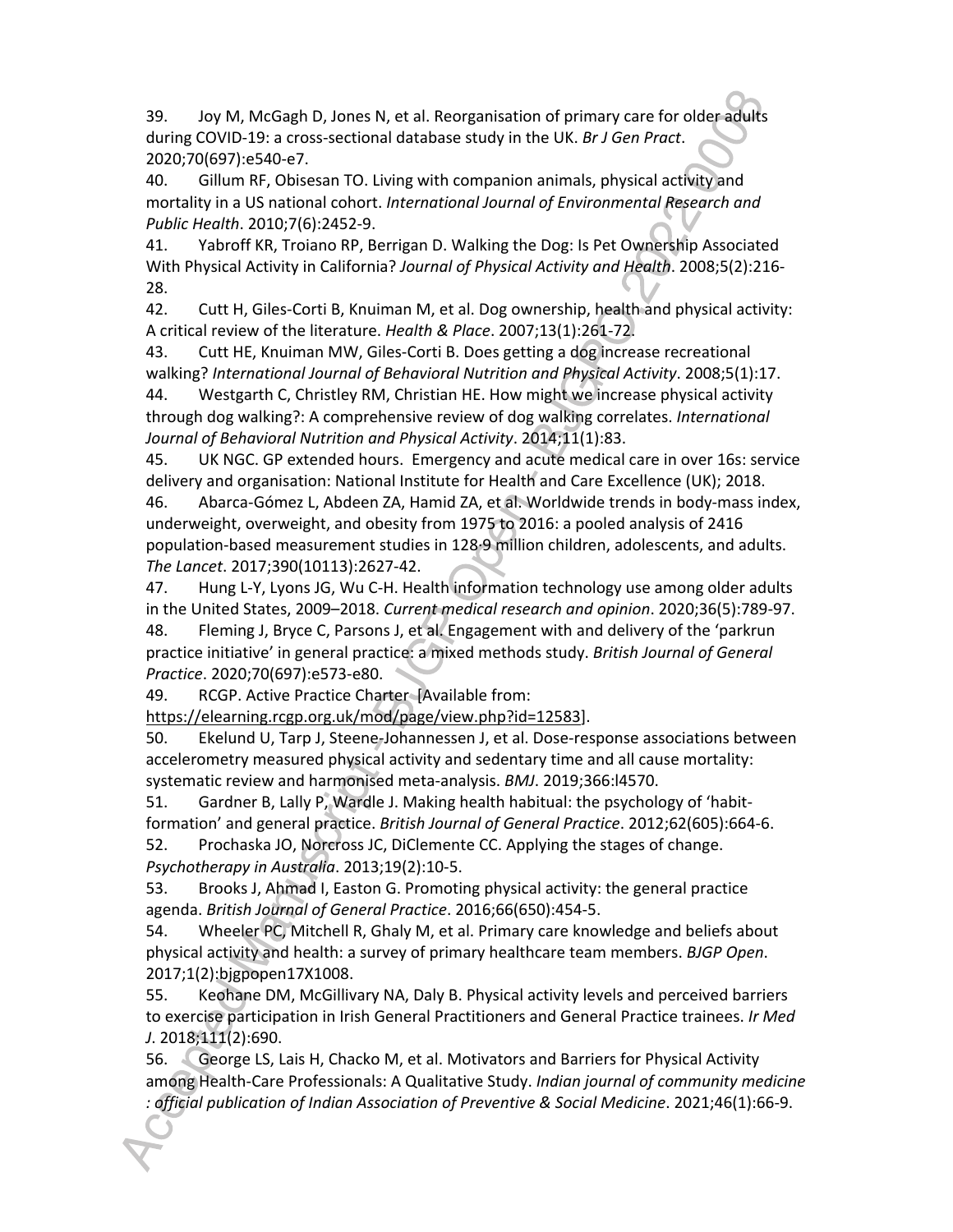39. Joy M, McGagh D, Jones N, et al. Reorganisation of primary care for older adults during COVID-19: a cross-sectional database study in the UK. *Br J Gen Pract*. 2020;70(697):e540-e7.

40. Gillum RF, Obisesan TO. Living with companion animals, physical activity and mortality in a US national cohort. *International Journal of Environmental Research and Public Health*. 2010;7(6):2452-9.

41. Yabroff KR, Troiano RP, Berrigan D. Walking the Dog: Is Pet Ownership Associated With Physical Activity in California? *Journal of Physical Activity and Health*. 2008;5(2):216-28.

42. Cutt H, Giles-Corti B, Knuiman M, et al. Dog ownership, health and physical activity: A critical review of the literature. *Health & Place*. 2007;13(1):261-72.

43. Cutt HE, Knuiman MW, Giles-Corti B. Does getting a dog increase recreational walking? *International Journal of Behavioral Nutrition and Physical Activity*. 2008;5(1):17.

44. Westgarth C, Christley RM, Christian HE. How might we increase physical activity through dog walking?: A comprehensive review of dog walking correlates. *International Journal of Behavioral Nutrition and Physical Activity*. 2014;11(1):83.

45. UK NGC. GP extended hours. Emergency and acute medical care in over 16s: service delivery and organisation: National Institute for Health and Care Excellence (UK); 2018.

46. Abarca-Gómez L, Abdeen ZA, Hamid ZA, et al. Worldwide trends in body-mass index, underweight, overweight, and obesity from 1975 to 2016: a pooled analysis of 2416 population-based measurement studies in 128·9 million children, adolescents, and adults. *The Lancet*. 2017;390(10113):2627-42.

47. Hung L-Y, Lyons JG, Wu C-H. Health information technology use among older adults in the United States, 2009–2018. *Current medical research and opinion*. 2020;36(5):789-97.

48. Fleming J, Bryce C, Parsons J, et al. Engagement with and delivery of the 'parkrun practice initiative' in general practice: a mixed methods study. *British Journal of General Practice*. 2020;70(697):e573-e80.

49. RCGP. Active Practice Charter [Available from: https://elearning.rcgp.org.uk/mod/page/view.php?id=12583].

50. Ekelund U, Tarp J, Steene-Johannessen J, et al. Dose-response associations between accelerometry measured physical activity and sedentary time and all cause mortality: systematic review and harmonised meta-analysis. *BMJ*. 2019;366:l4570.

51. Gardner B, Lally P, Wardle J. Making health habitual: the psychology of 'habit-formation' and general practice. *British Journal of General Practice*. 2012;62(605):664-6.

52. Prochaska JO, Norcross JC, DiClemente CC. Applying the stages of change. *Psychotherapy in Australia*. 2013;19(2):10-5.

53. Brooks J, Ahmad I, Easton G. Promoting physical activity: the general practice agenda. *British Journal of General Practice*. 2016;66(650):454-5.

54. Wheeler PC, Mitchell R, Ghaly M, et al. Primary care knowledge and beliefs about physical activity and health: a survey of primary healthcare team members. *BJGP Open*. 2017;1(2):bjgpopen17X1008.

55. Keohane DM, McGillivary NA, Daly B. Physical activity levels and perceived barriers to exercise participation in Irish General Practitioners and General Practice trainees. *Ir Med J*. 2018;111(2):690.

56. George LS, Lais H, Chacko M, et al. Motivators and Barriers for Physical Activity among Health-Care Professionals: A Qualitative Study. *Indian journal of community medicine : official publication of Indian Association of Preventive & Social Medicine*. 2021;46(1):66-9.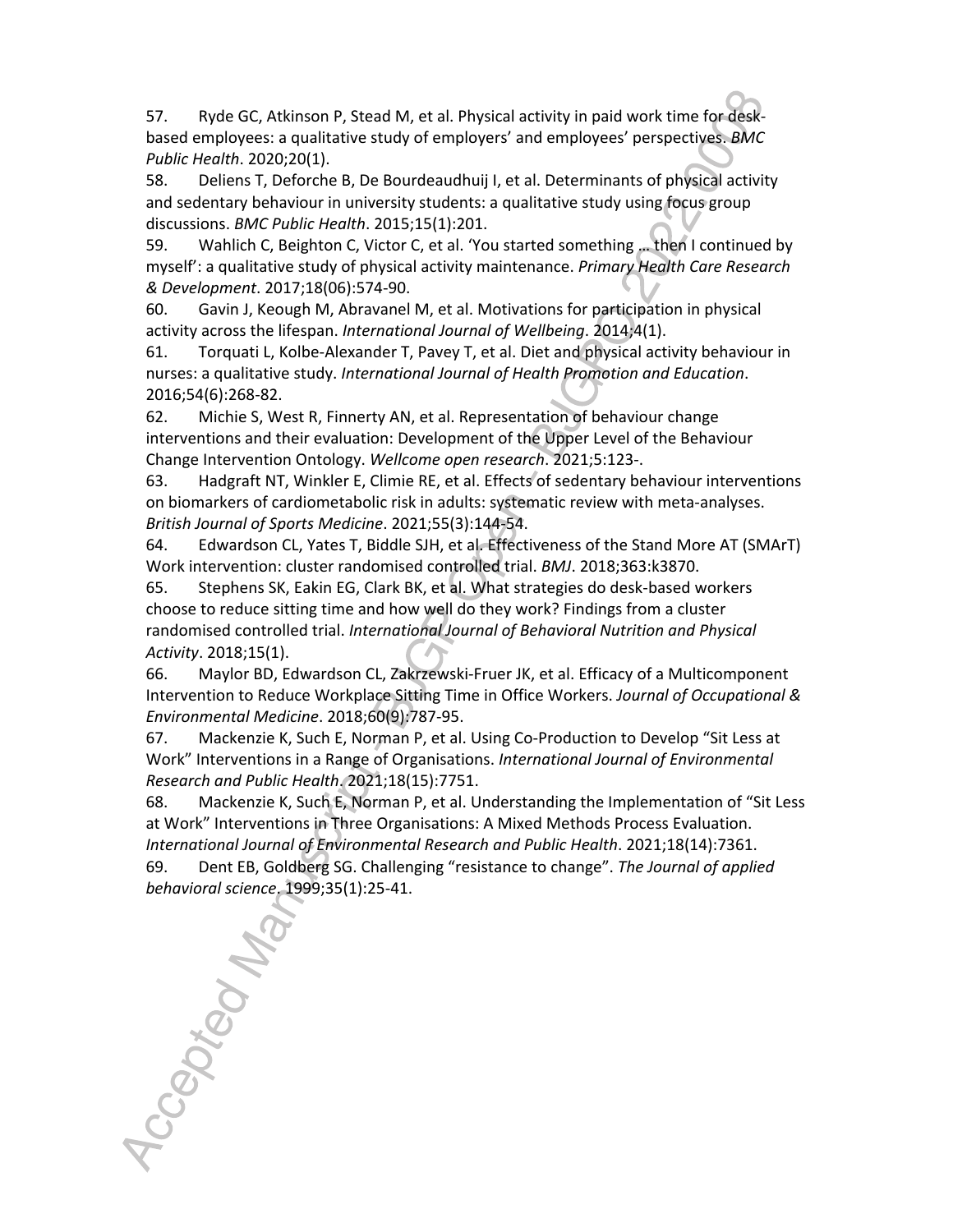57. Ryde GC, Atkinson P, Stead M, et al. Physical activity in paid work time for desk-based employees: a qualitative study of employers' and employees' perspectives. *BMC Public Health*. 2020;20(1).

58. Deliens T, Deforche B, De Bourdeaudhuij I, et al. Determinants of physical activity and sedentary behaviour in university students: a qualitative study using focus group discussions. *BMC Public Health*. 2015;15(1):201.

59. Wahlich C, Beighton C, Victor C, et al. 'You started something … then I continued by myself': a qualitative study of physical activity maintenance. *Primary Health Care Research & Development*. 2017;18(06):574-90.

60. Gavin J, Keough M, Abravanel M, et al. Motivations for participation in physical activity across the lifespan. *International Journal of Wellbeing*. 2014;4(1).

61. Torquati L, Kolbe-Alexander T, Pavey T, et al. Diet and physical activity behaviour in nurses: a qualitative study. *International Journal of Health Promotion and Education*. 2016;54(6):268-82.

62. Michie S, West R, Finnerty AN, et al. Representation of behaviour change interventions and their evaluation: Development of the Upper Level of the Behaviour Change Intervention Ontology. *Wellcome open research*. 2021;5:123-.

63. Hadgraft NT, Winkler E, Climie RE, et al. Effects of sedentary behaviour interventions on biomarkers of cardiometabolic risk in adults: systematic review with meta-analyses. *British Journal of Sports Medicine*. 2021;55(3):144-54.

64. Edwardson CL, Yates T, Biddle SJH, et al. Effectiveness of the Stand More AT (SMArT) Work intervention: cluster randomised controlled trial. *BMJ*. 2018;363:k3870.

65. Stephens SK, Eakin EG, Clark BK, et al. What strategies do desk-based workers choose to reduce sitting time and how well do they work? Findings from a cluster randomised controlled trial. *International Journal of Behavioral Nutrition and Physical Activity*. 2018;15(1).

66. Maylor BD, Edwardson CL, Zakrzewski-Fruer JK, et al. Efficacy of a Multicomponent Intervention to Reduce Workplace Sitting Time in Office Workers. *Journal of Occupational & Environmental Medicine*. 2018;60(9):787-95.

67. Mackenzie K, Such E, Norman P, et al. Using Co-Production to Develop "Sit Less at Work" Interventions in a Range of Organisations. *International Journal of Environmental Research and Public Health*. 2021;18(15):7751.

68. Mackenzie K, Such E, Norman P, et al. Understanding the Implementation of "Sit Less at Work" Interventions in Three Organisations: A Mixed Methods Process Evaluation. *International Journal of Environmental Research and Public Health*. 2021;18(14):7361.

69. Dent EB, Goldberg SG. Challenging "resistance to change". *The Journal of applied behavioral science*. 1999;35(1):25-41.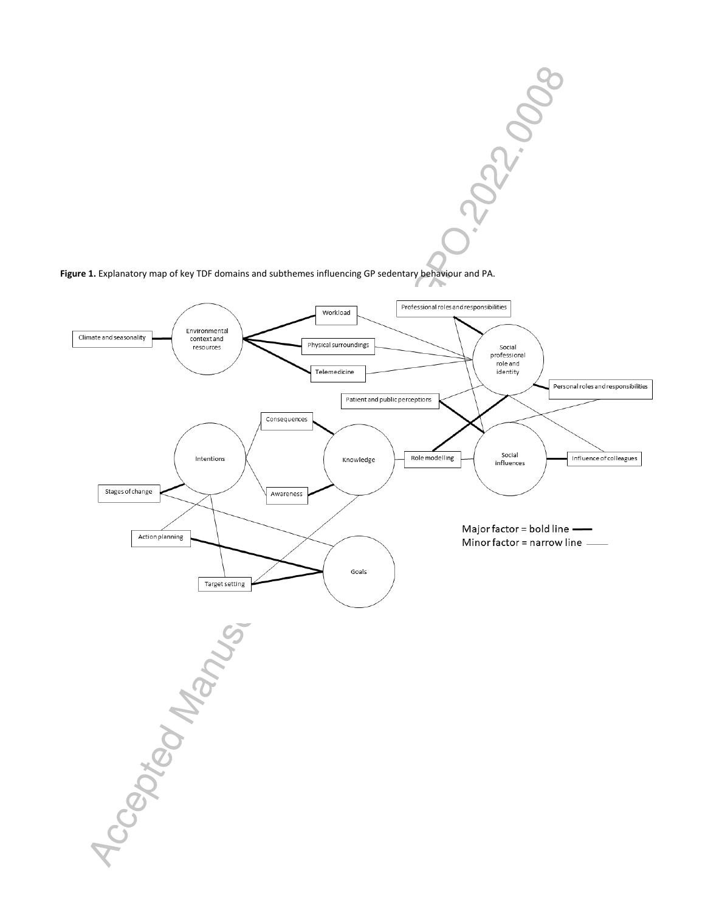**Figure 1.** Explanatory map of key TDF domains and subthemes influencing GP sedentary behaviour and PA.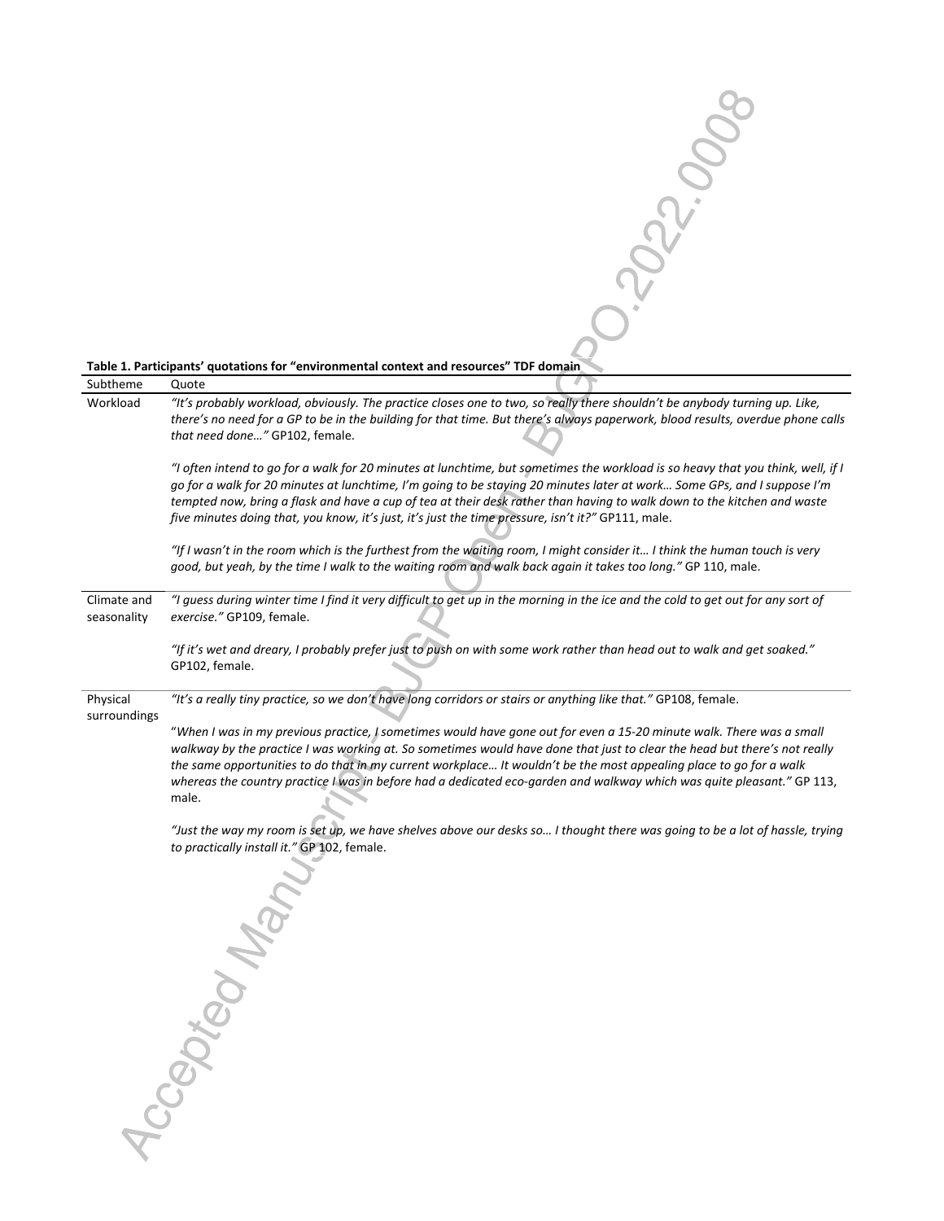**Table 1. Participants' quotations for "environmental context and resources" TDF domain**

| Subtheme | Quote |
|---|---|
| Workload | *"It's probably workload, obviously. The practice closes one to two, so really there shouldn't be anybody turning up. Like, there's no need for a GP to be in the building for that time. But there's always paperwork, blood results, overdue phone calls that need done…"* GP102, female.<br><br>*"I often intend to go for a walk for 20 minutes at lunchtime, but sometimes the workload is so heavy that you think, well, if I go for a walk for 20 minutes at lunchtime, I'm going to be staying 20 minutes later at work… Some GPs, and I suppose I'm tempted now, bring a flask and have a cup of tea at their desk rather than having to walk down to the kitchen and waste five minutes doing that, you know, it's just, it's just the time pressure, isn't it?"* GP111, male.<br><br>*"If I wasn't in the room which is the furthest from the waiting room, I might consider it… I think the human touch is very good, but yeah, by the time I walk to the waiting room and walk back again it takes too long."* GP 110, male. |
| Climate and seasonality | *"I guess during winter time I find it very difficult to get up in the morning in the ice and the cold to get out for any sort of exercise."* GP109, female.<br><br>*"If it's wet and dreary, I probably prefer just to push on with some work rather than head out to walk and get soaked."* GP102, female. |
| Physical surroundings | *"It's a really tiny practice, so we don't have long corridors or stairs or anything like that."* GP108, female.<br><br>"*When I was in my previous practice, I sometimes would have gone out for even a 15-20 minute walk. There was a small walkway by the practice I was working at. So sometimes would have done that just to clear the head but there's not really the same opportunities to do that in my current workplace… It wouldn't be the most appealing place to go for a walk whereas the country practice I was in before had a dedicated eco-garden and walkway which was quite pleasant."* GP 113, male.<br><br>*"Just the way my room is set up, we have shelves above our desks so… I thought there was going to be a lot of hassle, trying to practically install it."* GP 102, female. |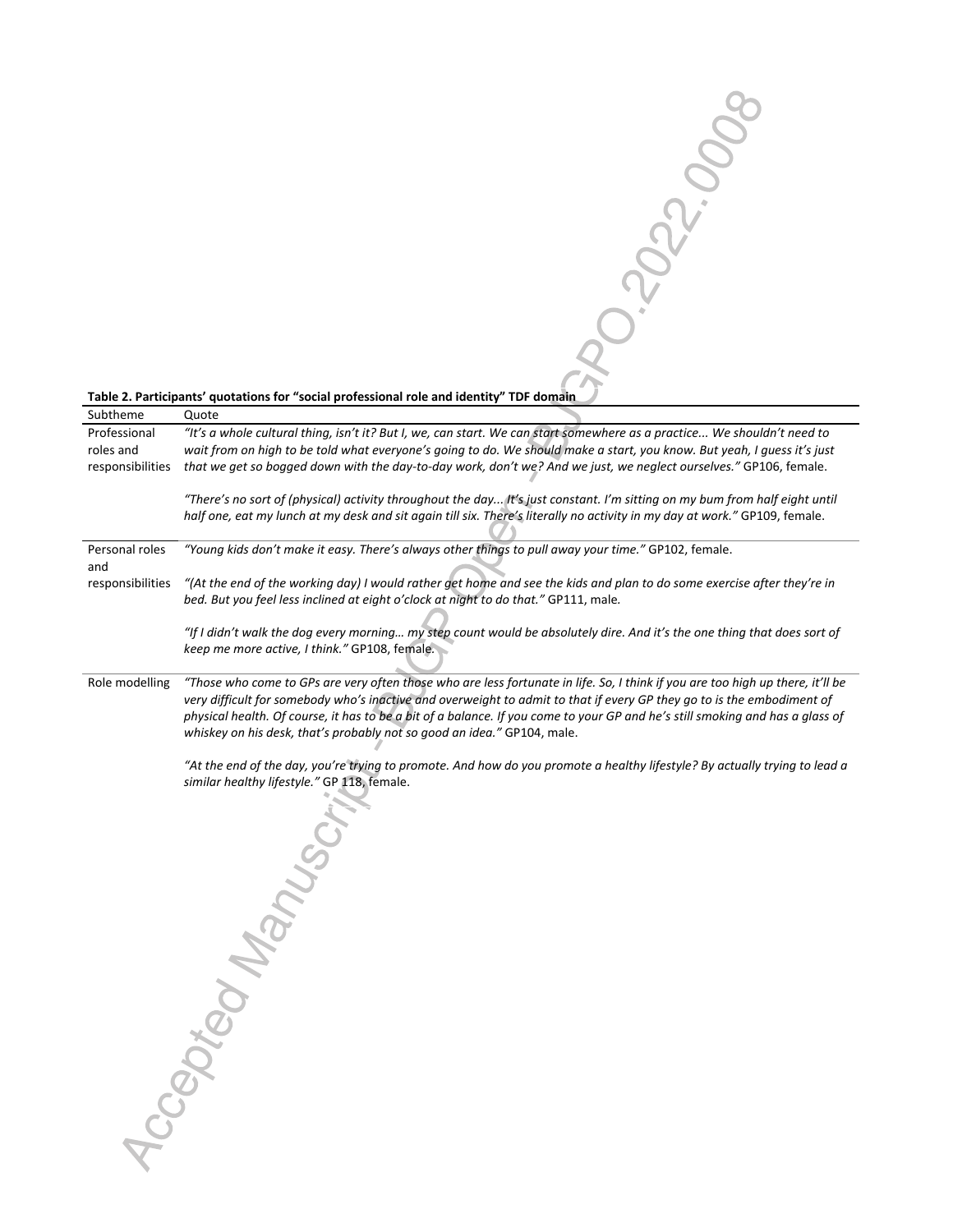**Table 2. Participants' quotations for "social professional role and identity" TDF domain**

| Subtheme | Quote |
|---|---|
| Professional roles and responsibilities | *"It's a whole cultural thing, isn't it? But I, we, can start. We can start somewhere as a practice... We shouldn't need to wait from on high to be told what everyone's going to do. We should make a start, you know. But yeah, I guess it's just that we get so bogged down with the day-to-day work, don't we? And we just, we neglect ourselves."* GP106, female. <br><br> *"There's no sort of (physical) activity throughout the day... It's just constant. I'm sitting on my bum from half eight until half one, eat my lunch at my desk and sit again till six. There's literally no activity in my day at work."* GP109, female. |
| Personal roles and responsibilities | *"Young kids don't make it easy. There's always other things to pull away your time."* GP102, female. <br><br> *"(At the end of the working day) I would rather get home and see the kids and plan to do some exercise after they're in bed. But you feel less inclined at eight o'clock at night to do that."* GP111, male. <br><br> *"If I didn't walk the dog every morning… my step count would be absolutely dire. And it's the one thing that does sort of keep me more active, I think."* GP108, female. |
| Role modelling | *"Those who come to GPs are very often those who are less fortunate in life. So, I think if you are too high up there, it'll be very difficult for somebody who's inactive and overweight to admit to that if every GP they go to is the embodiment of physical health. Of course, it has to be a bit of a balance. If you come to your GP and he's still smoking and has a glass of whiskey on his desk, that's probably not so good an idea."* GP104, male. <br><br> *"At the end of the day, you're trying to promote. And how do you promote a healthy lifestyle? By actually trying to lead a similar healthy lifestyle."* GP 118, female. |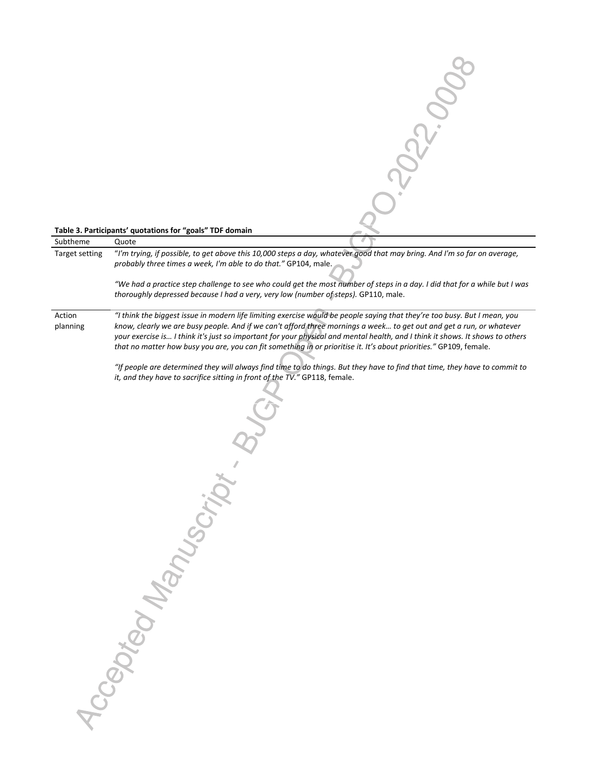**Table 3. Participants' quotations for "goals" TDF domain**

| Subtheme | Quote |
|---|---|
| Target setting | "*I'm trying, if possible, to get above this 10,000 steps a day, whatever good that may bring. And I'm so far on average, probably three times a week, I'm able to do that.*" GP104, male.<br><br>*"We had a practice step challenge to see who could get the most number of steps in a day. I did that for a while but I was thoroughly depressed because I had a very, very low (number of steps).* GP110, male. |
| Action planning | *"I think the biggest issue in modern life limiting exercise would be people saying that they're too busy. But I mean, you know, clearly we are busy people. And if we can't afford three mornings a week… to get out and get a run, or whatever your exercise is… I think it's just so important for your physical and mental health, and I think it shows. It shows to others that no matter how busy you are, you can fit something in or prioritise it. It's about priorities."* GP109, female.<br><br>*"If people are determined they will always find time to do things. But they have to find that time, they have to commit to it, and they have to sacrifice sitting in front of the TV."* GP118, female. |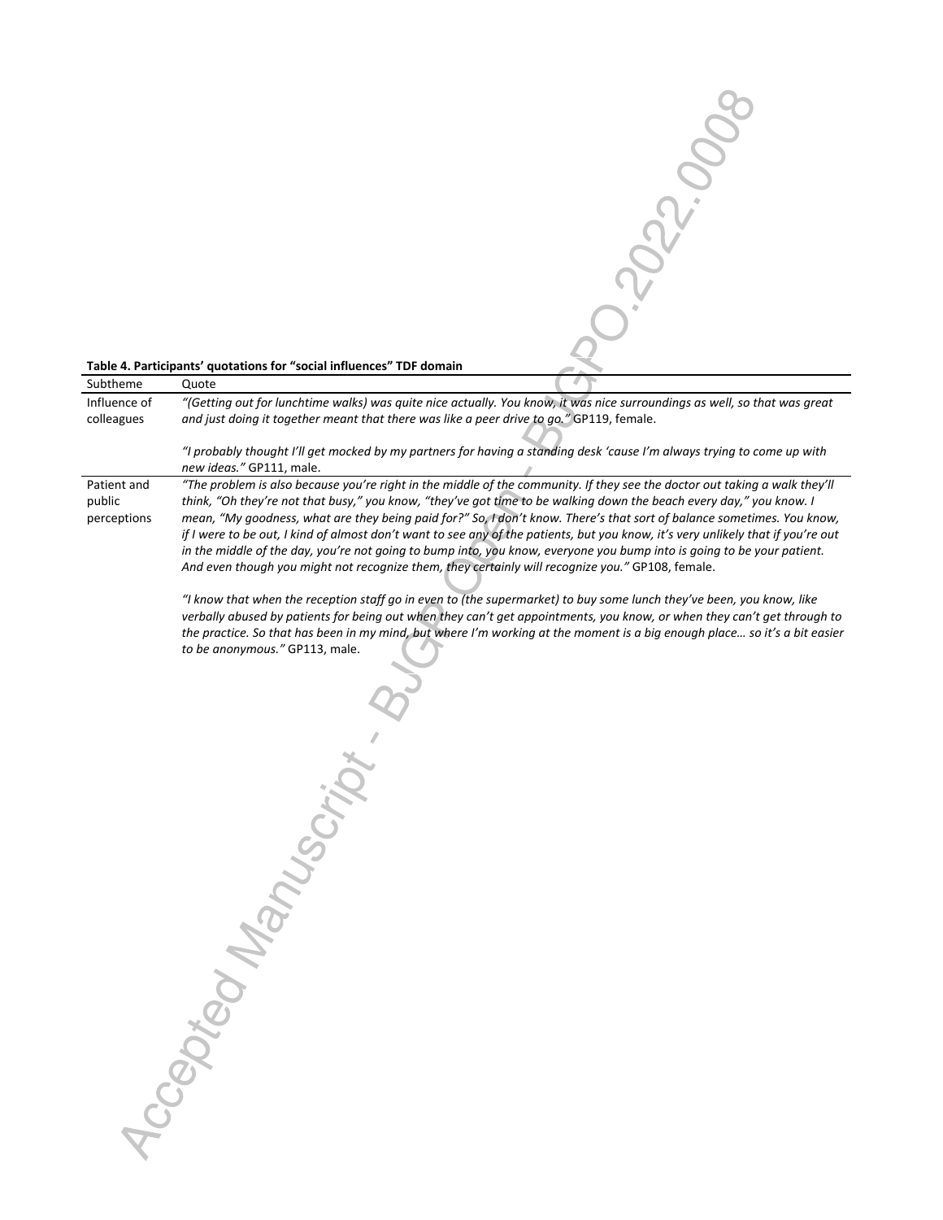**Table 4. Participants' quotations for "social influences" TDF domain**

| Subtheme | Quote |
|---|---|
| Influence of colleagues | *"(Getting out for lunchtime walks) was quite nice actually. You know, it was nice surroundings as well, so that was great and just doing it together meant that there was like a peer drive to go."* GP119, female.<br><br>*"I probably thought I'll get mocked by my partners for having a standing desk 'cause I'm always trying to come up with new ideas."* GP111, male. |
| Patient and public perceptions | *"The problem is also because you're right in the middle of the community. If they see the doctor out taking a walk they'll think, "Oh they're not that busy," you know, "they've got time to be walking down the beach every day," you know. I mean, "My goodness, what are they being paid for?" So, I don't know. There's that sort of balance sometimes. You know, if I were to be out, I kind of almost don't want to see any of the patients, but you know, it's very unlikely that if you're out in the middle of the day, you're not going to bump into, you know, everyone you bump into is going to be your patient. And even though you might not recognize them, they certainly will recognize you."* GP108, female.<br><br>*"I know that when the reception staff go in even to (the supermarket) to buy some lunch they've been, you know, like verbally abused by patients for being out when they can't get appointments, you know, or when they can't get through to the practice. So that has been in my mind, but where I'm working at the moment is a big enough place… so it's a bit easier to be anonymous."* GP113, male. |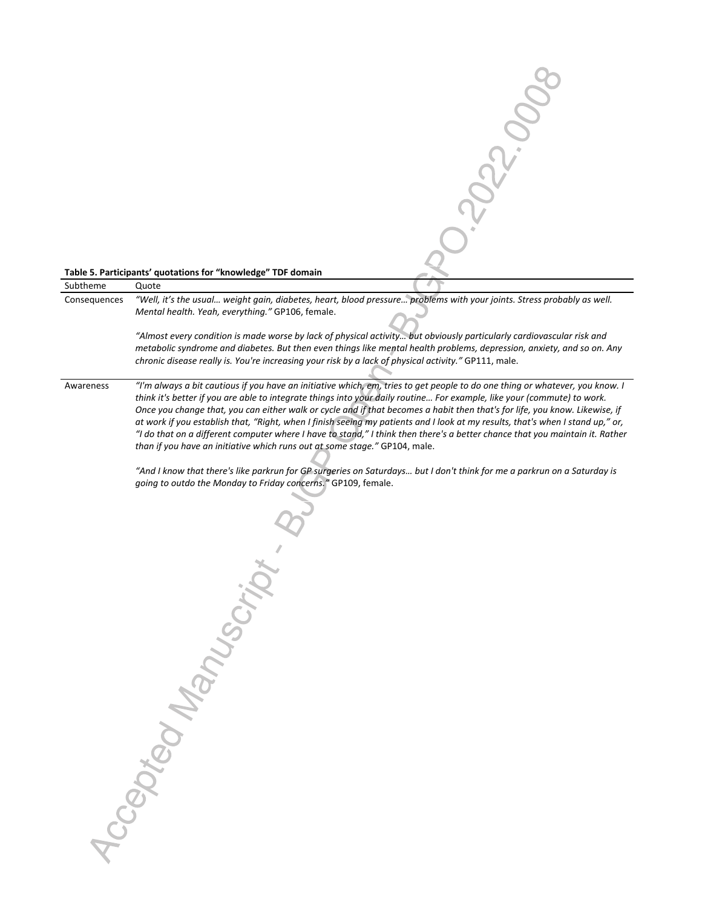**Table 5. Participants' quotations for "knowledge" TDF domain**

| Subtheme | Quote |
|---|---|
| Consequences | *"Well, it's the usual… weight gain, diabetes, heart, blood pressure… problems with your joints. Stress probably as well. Mental health. Yeah, everything."* GP106, female.<br><br>*"Almost every condition is made worse by lack of physical activity… but obviously particularly cardiovascular risk and metabolic syndrome and diabetes. But then even things like mental health problems, depression, anxiety, and so on. Any chronic disease really is. You're increasing your risk by a lack of physical activity."* GP111, male. |
| Awareness | *"I'm always a bit cautious if you have an initiative which, em, tries to get people to do one thing or whatever, you know. I think it's better if you are able to integrate things into your daily routine… For example, like your (commute) to work. Once you change that, you can either walk or cycle and if that becomes a habit then that's for life, you know. Likewise, if at work if you establish that, "Right, when I finish seeing my patients and I look at my results, that's when I stand up," or, "I do that on a different computer where I have to stand," I think then there's a better chance that you maintain it. Rather than if you have an initiative which runs out at some stage."* GP104, male.<br><br>*"And I know that there's like parkrun for GP surgeries on Saturdays… but I don't think for me a parkrun on a Saturday is going to outdo the Monday to Friday concerns."* GP109, female. |